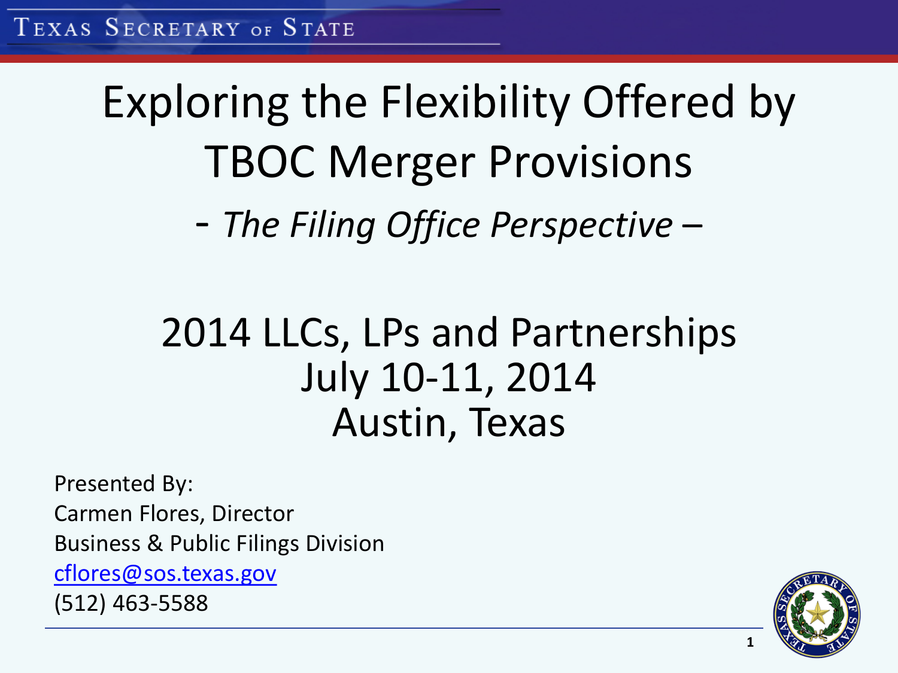Texas Secretary of State

# Exploring the Flexibility Offered by TBOC Merger Provisions

## - *The Filing Office Perspective* –

## 2014 LLCs, LPs and Partnerships
## July 10-11, 2014
## Austin, Texas

Presented By:
Carmen Flores, Director
Business & Public Filings Division
cflores@sos.texas.gov
(512) 463-5588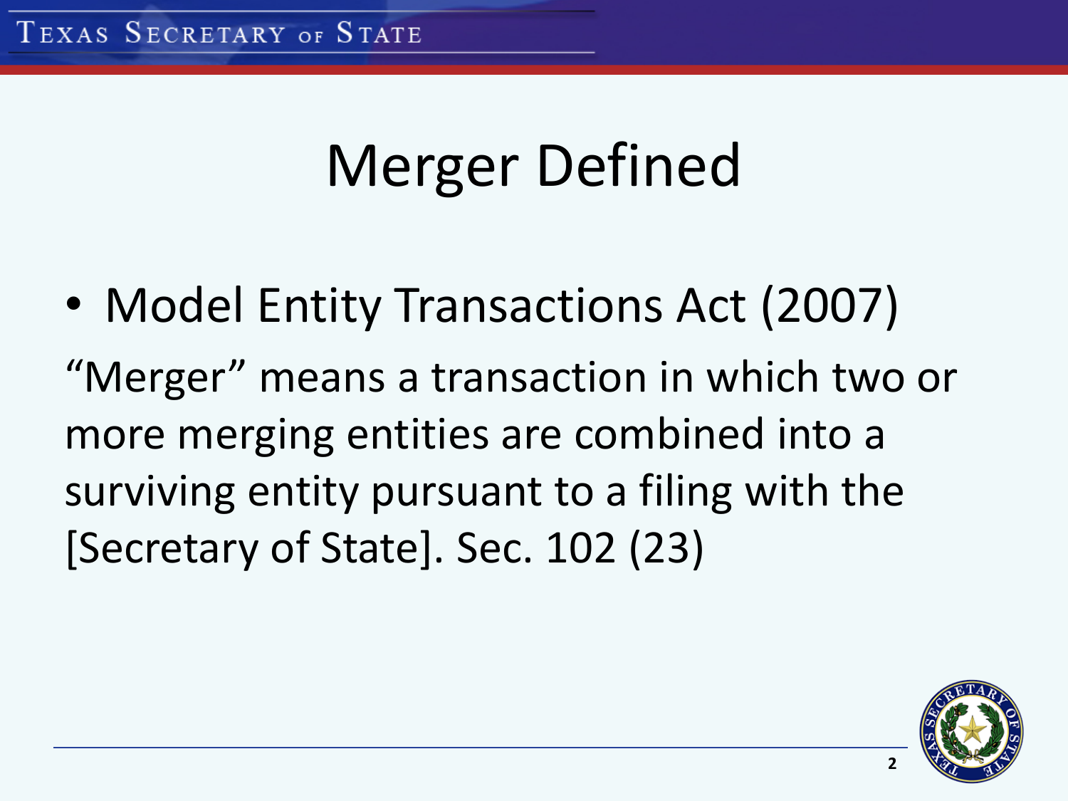# Merger Defined

- Model Entity Transactions Act (2007)

"Merger" means a transaction in which two or more merging entities are combined into a surviving entity pursuant to a filing with the [Secretary of State]. Sec. 102 (23)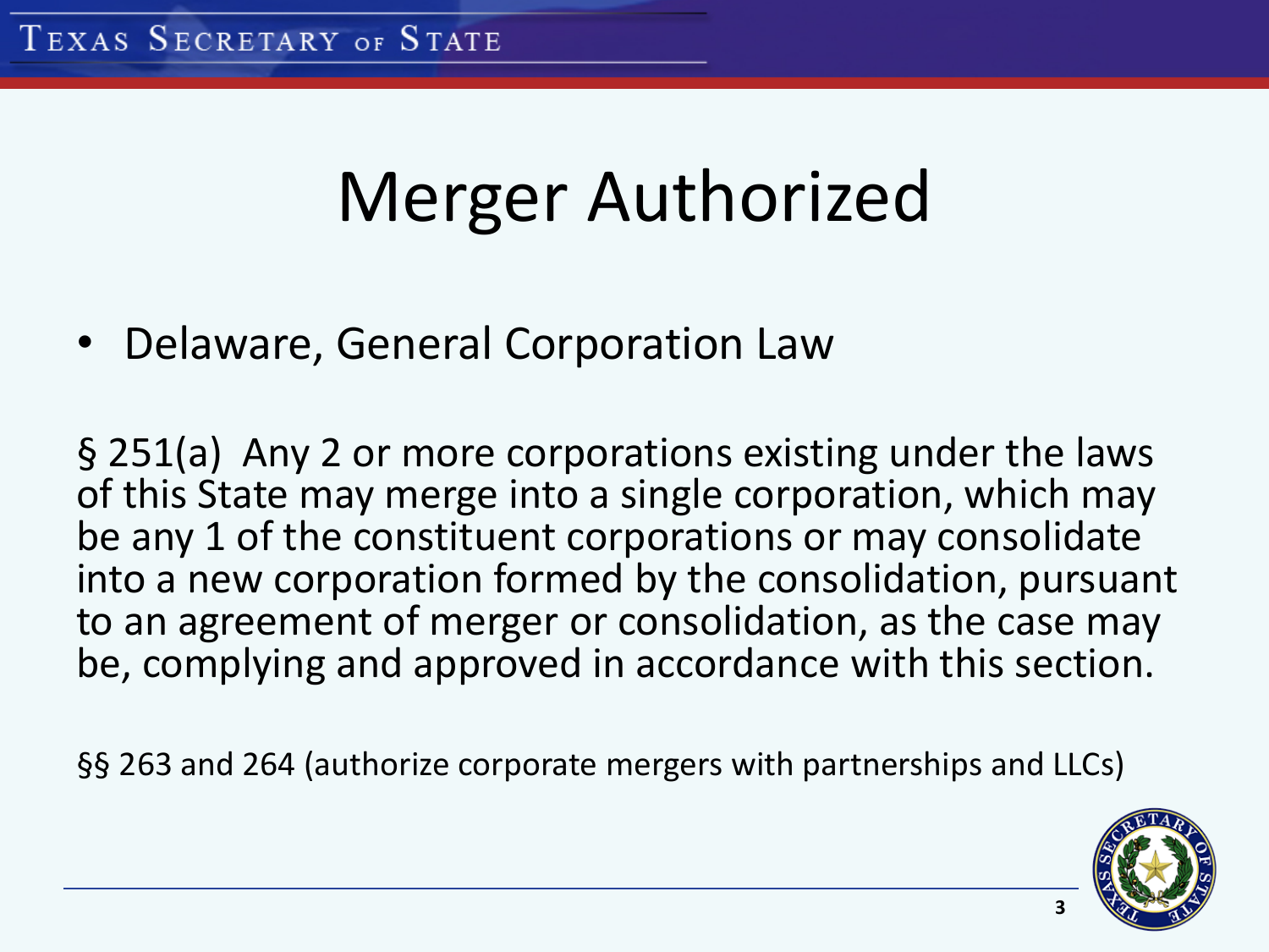# Merger Authorized

- Delaware, General Corporation Law

§ 251(a) Any 2 or more corporations existing under the laws of this State may merge into a single corporation, which may be any 1 of the constituent corporations or may consolidate into a new corporation formed by the consolidation, pursuant to an agreement of merger or consolidation, as the case may be, complying and approved in accordance with this section.

§§ 263 and 264 (authorize corporate mergers with partnerships and LLCs)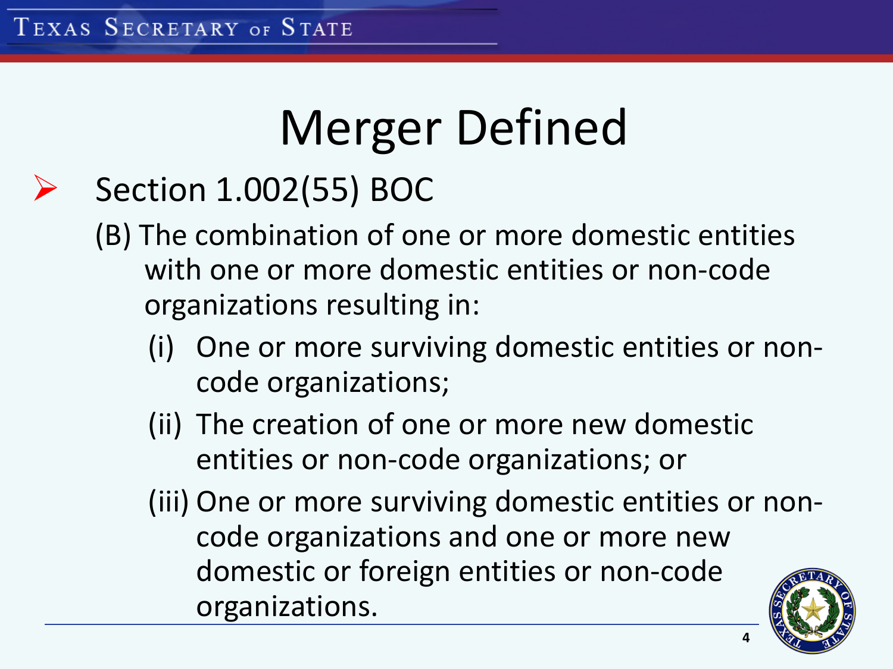# Merger Defined

- Section 1.002(55) BOC

  (B) The combination of one or more domestic entities with one or more domestic entities or non-code organizations resulting in:

  - (i) One or more surviving domestic entities or non-code organizations;
  - (ii) The creation of one or more new domestic entities or non-code organizations; or
  - (iii) One or more surviving domestic entities or non-code organizations and one or more new domestic or foreign entities or non-code organizations.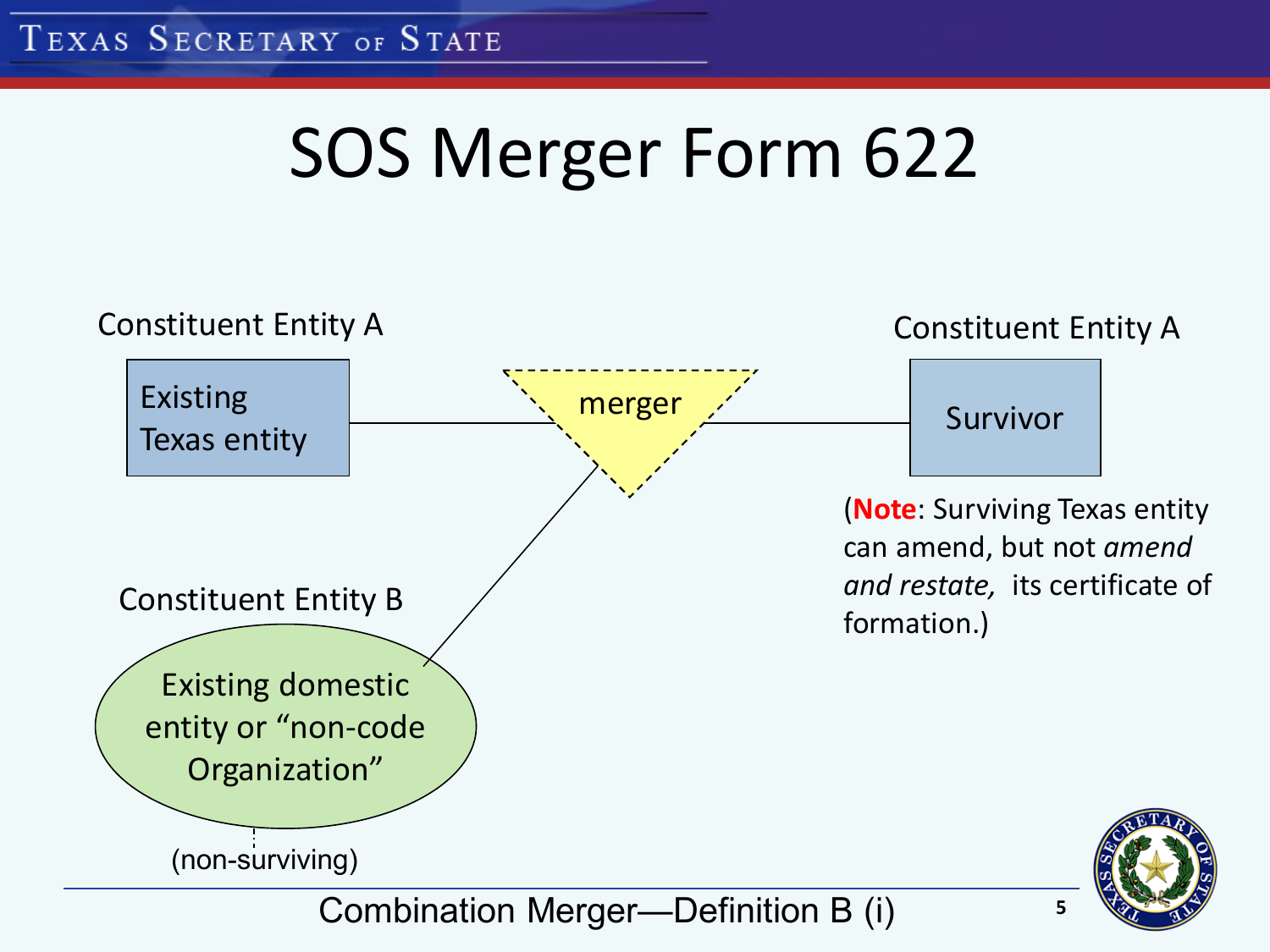# SOS Merger Form 622

Constituent Entity A

Existing Texas entity

merger

Constituent Entity A

Survivor

(**Note**: Surviving Texas entity can amend, but not *amend and restate,* its certificate of formation.)

Constituent Entity B

Existing domestic entity or "non-code Organization"

(non-surviving)

Combination Merger—Definition B (i)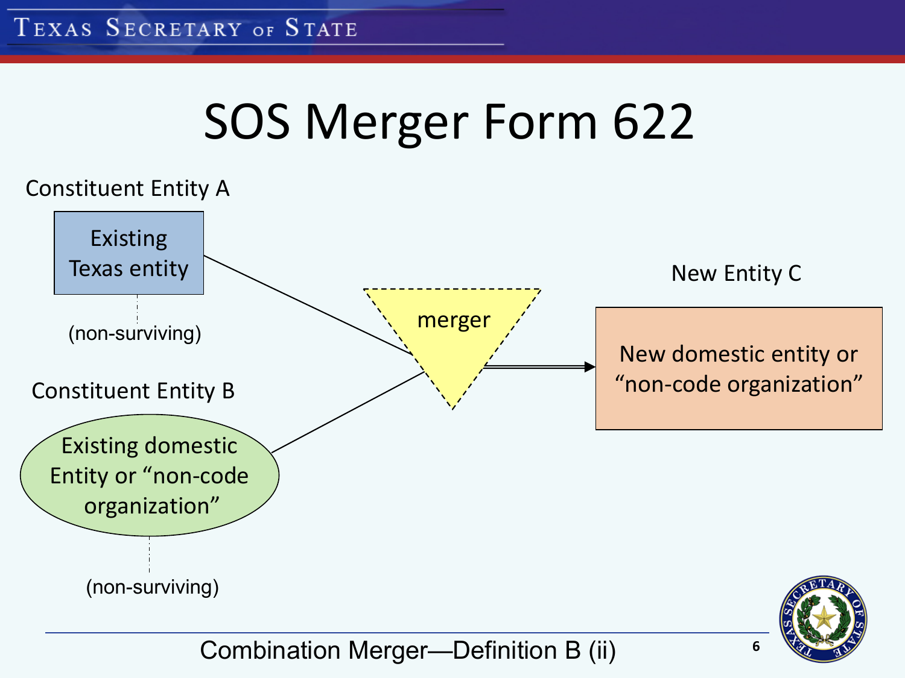# SOS Merger Form 622

Constituent Entity A

Existing Texas entity

(non-surviving)

Constituent Entity B

Existing domestic Entity or "non-code organization"

(non-surviving)

merger

New Entity C

New domestic entity or "non-code organization"

Combination Merger—Definition B (ii)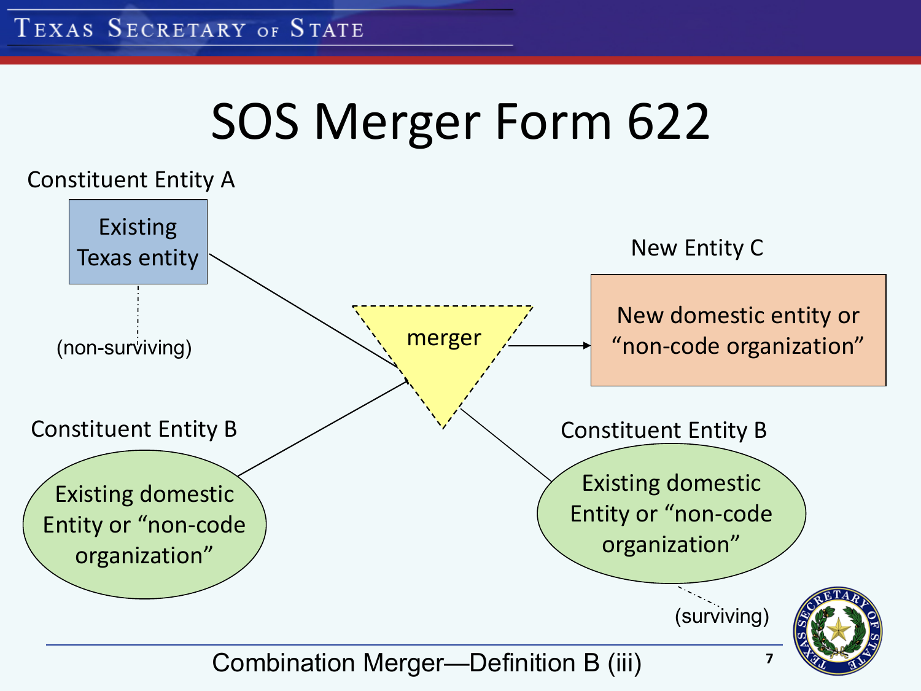# SOS Merger Form 622

Constituent Entity A

Existing Texas entity

(non-surviving)

New Entity C

New domestic entity or "non-code organization"

merger

Constituent Entity B

Existing domestic Entity or "non-code organization"

Constituent Entity B

Existing domestic Entity or "non-code organization"

(surviving)

Combination Merger—Definition B (iii)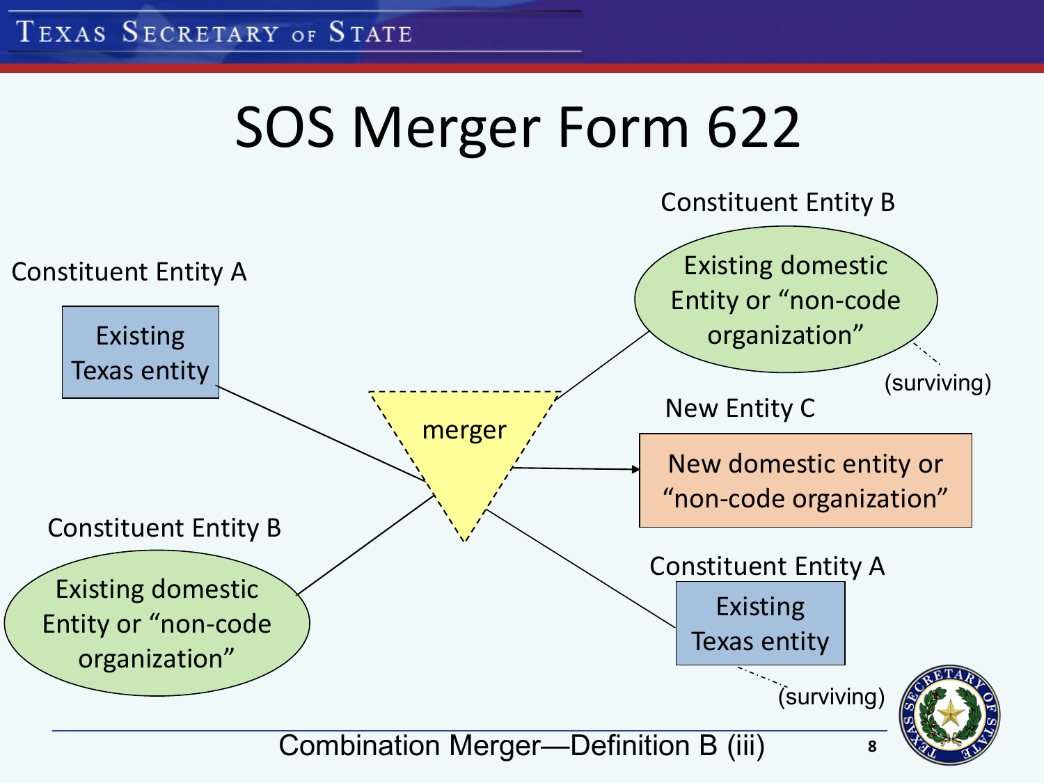# SOS Merger Form 622

Constituent Entity A

Existing Texas entity

Constituent Entity B

Existing domestic Entity or "non-code organization"

merger

Constituent Entity B

Existing domestic Entity or "non-code organization"

(surviving)

New Entity C

New domestic entity or "non-code organization"

Constituent Entity A

Existing Texas entity

(surviving)

Combination Merger—Definition B (iii)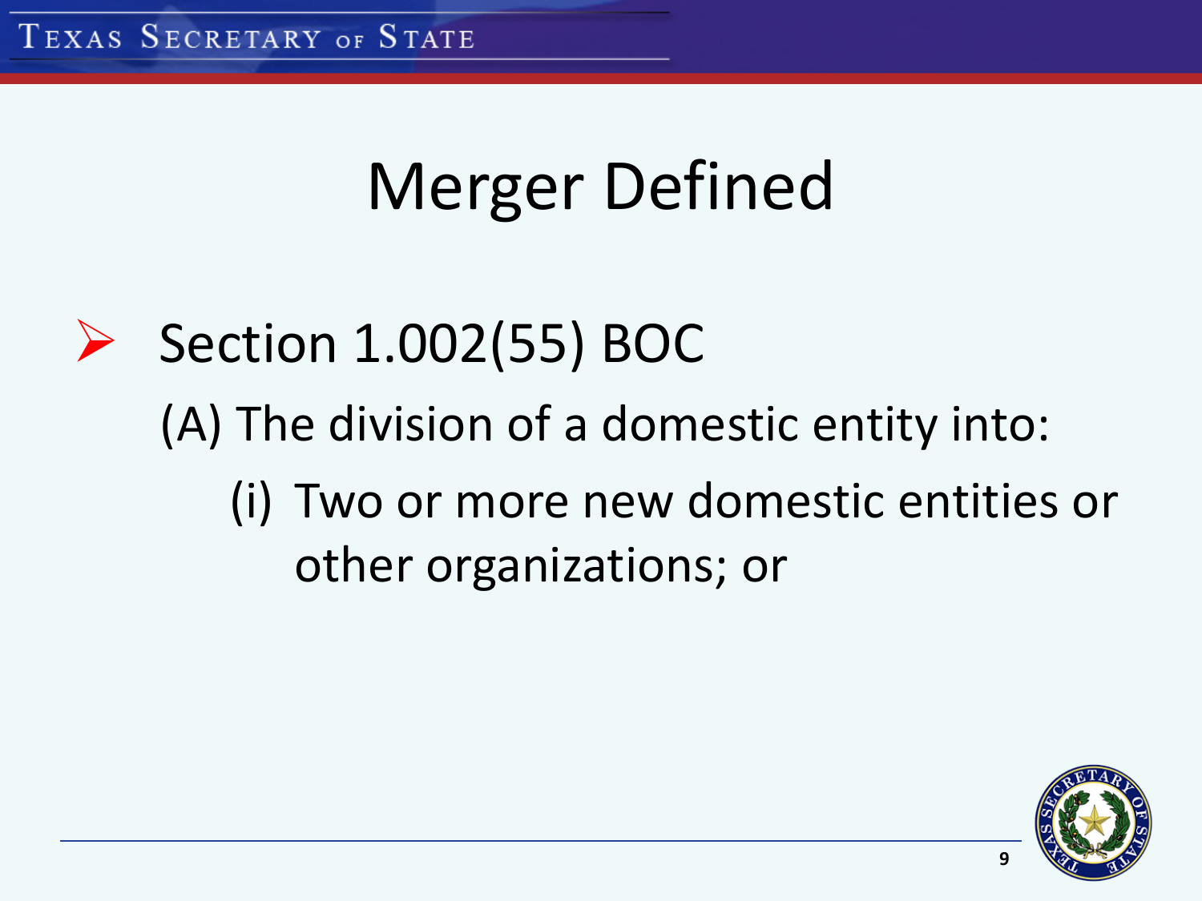# Merger Defined

- Section 1.002(55) BOC

  (A) The division of a domestic entity into:

    (i) Two or more new domestic entities or other organizations; or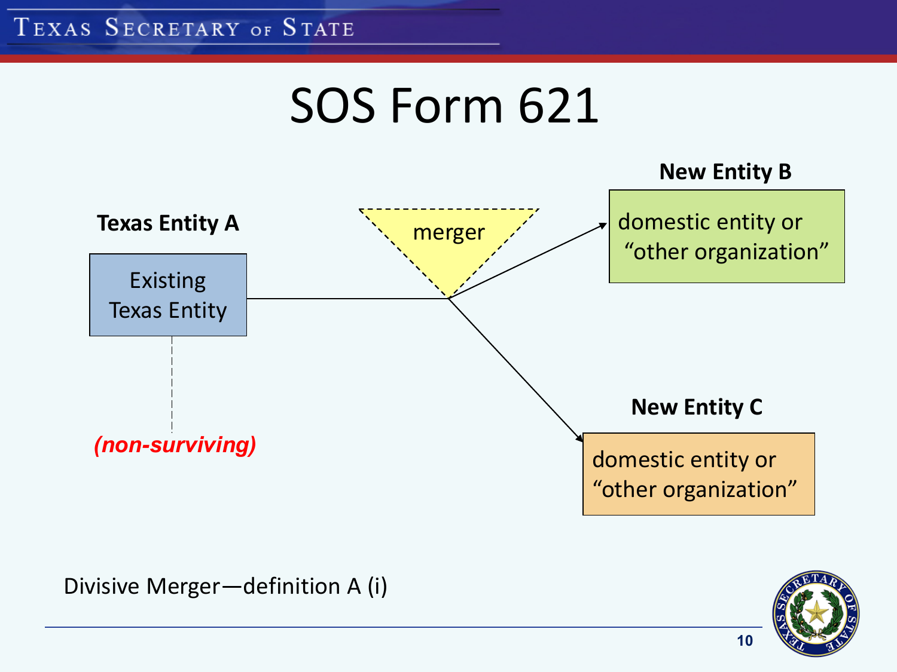# SOS Form 621

**Texas Entity A**

Existing Texas Entity

***(non-surviving)***

merger

**New Entity B**

domestic entity or "other organization"

**New Entity C**

domestic entity or "other organization"

Divisive Merger—definition A (i)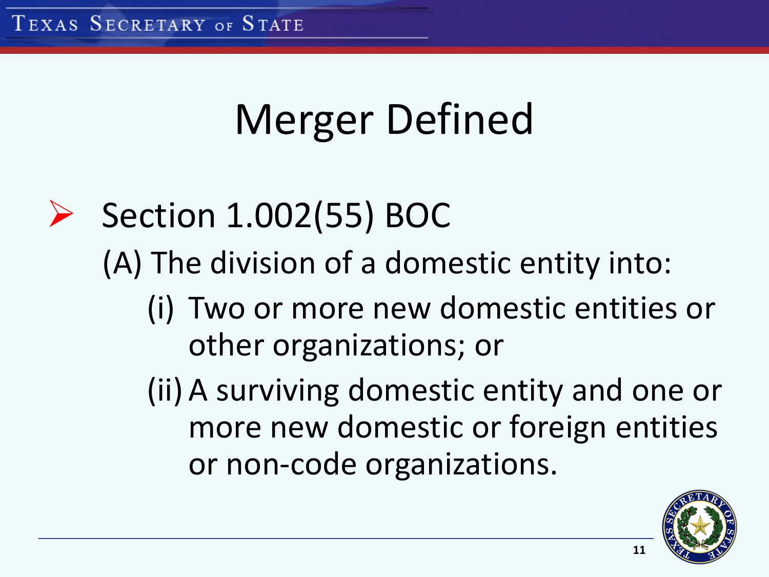# Merger Defined

- Section 1.002(55) BOC

  (A) The division of a domestic entity into:

  - (i) Two or more new domestic entities or other organizations; or
  - (ii) A surviving domestic entity and one or more new domestic or foreign entities or non-code organizations.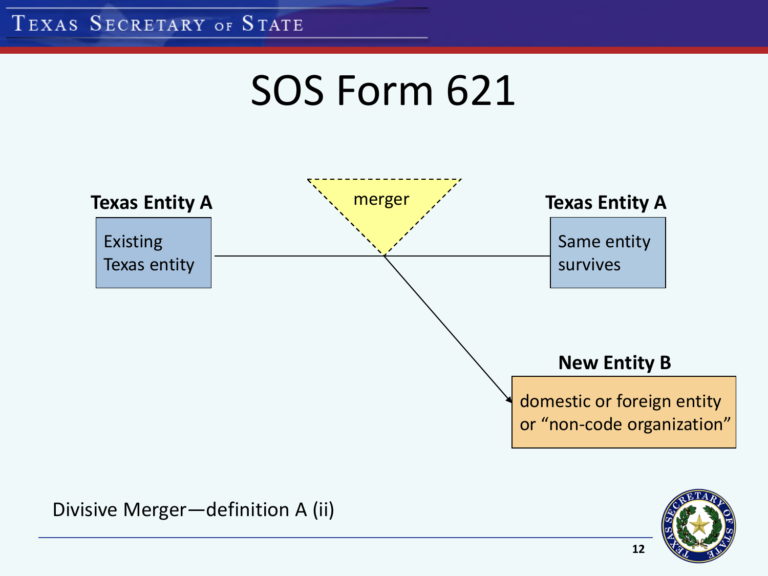# SOS Form 621

**Texas Entity A**

Existing Texas entity

merger

**Texas Entity A**

Same entity survives

**New Entity B**

domestic or foreign entity or "non-code organization"

Divisive Merger—definition A (ii)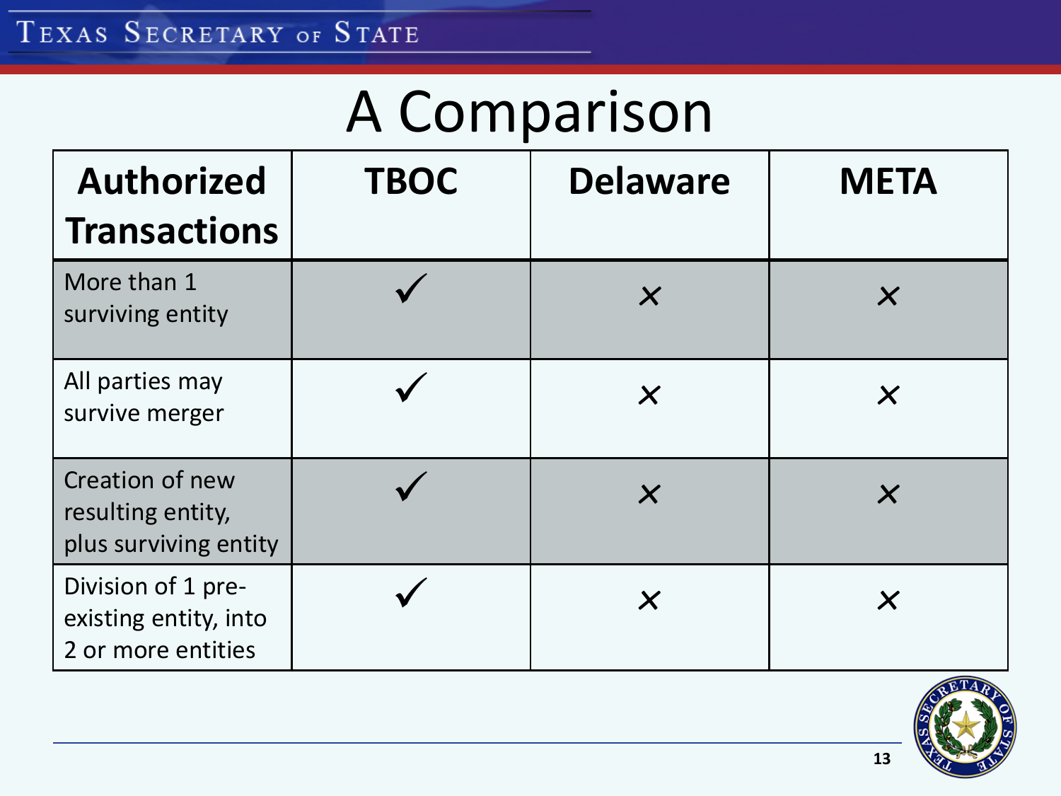# A Comparison

| Authorized Transactions | TBOC | Delaware | META |
|---|---|---|---|
| More than 1 surviving entity | ✓ | × | × |
| All parties may survive merger | ✓ | × | × |
| Creation of new resulting entity, plus surviving entity | ✓ | × | × |
| Division of 1 pre-existing entity, into 2 or more entities | ✓ | × | × |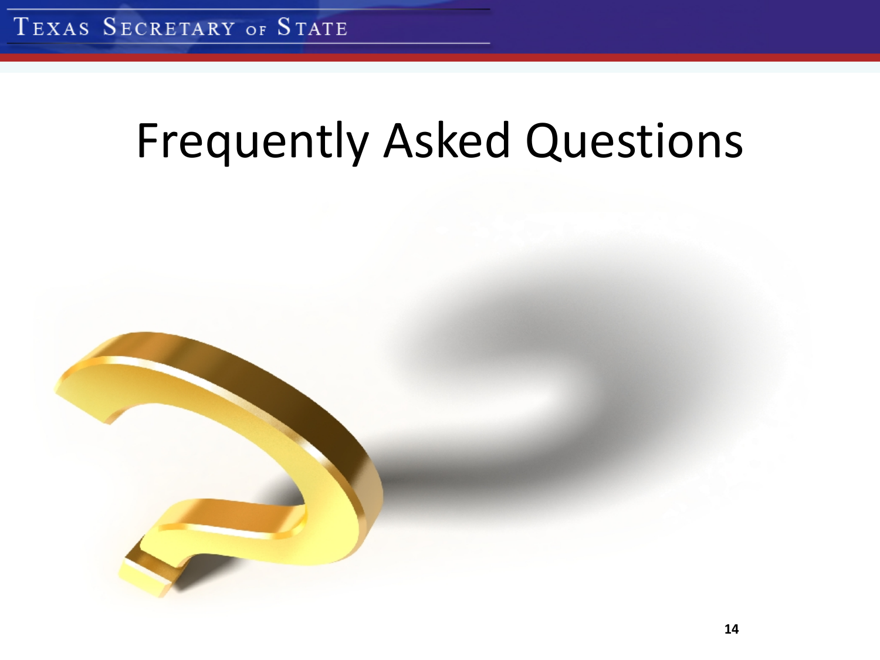# Frequently Asked Questions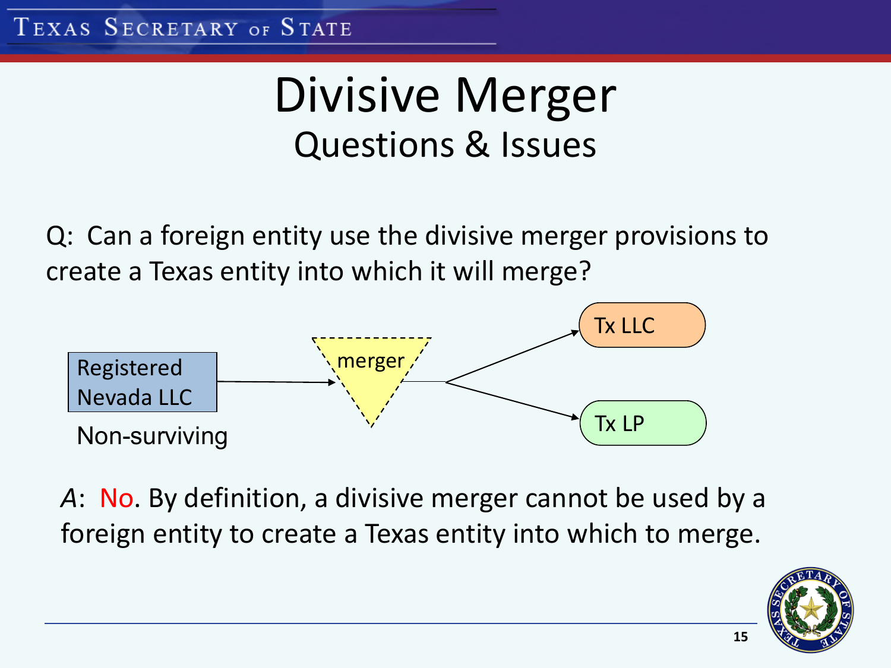# Divisive Merger

## Questions & Issues

Q: Can a foreign entity use the divisive merger provisions to create a Texas entity into which it will merge?

Registered Nevada LLC → merger → Tx LLC, Tx LP

Non-surviving

*A*: No. By definition, a divisive merger cannot be used by a foreign entity to create a Texas entity into which to merge.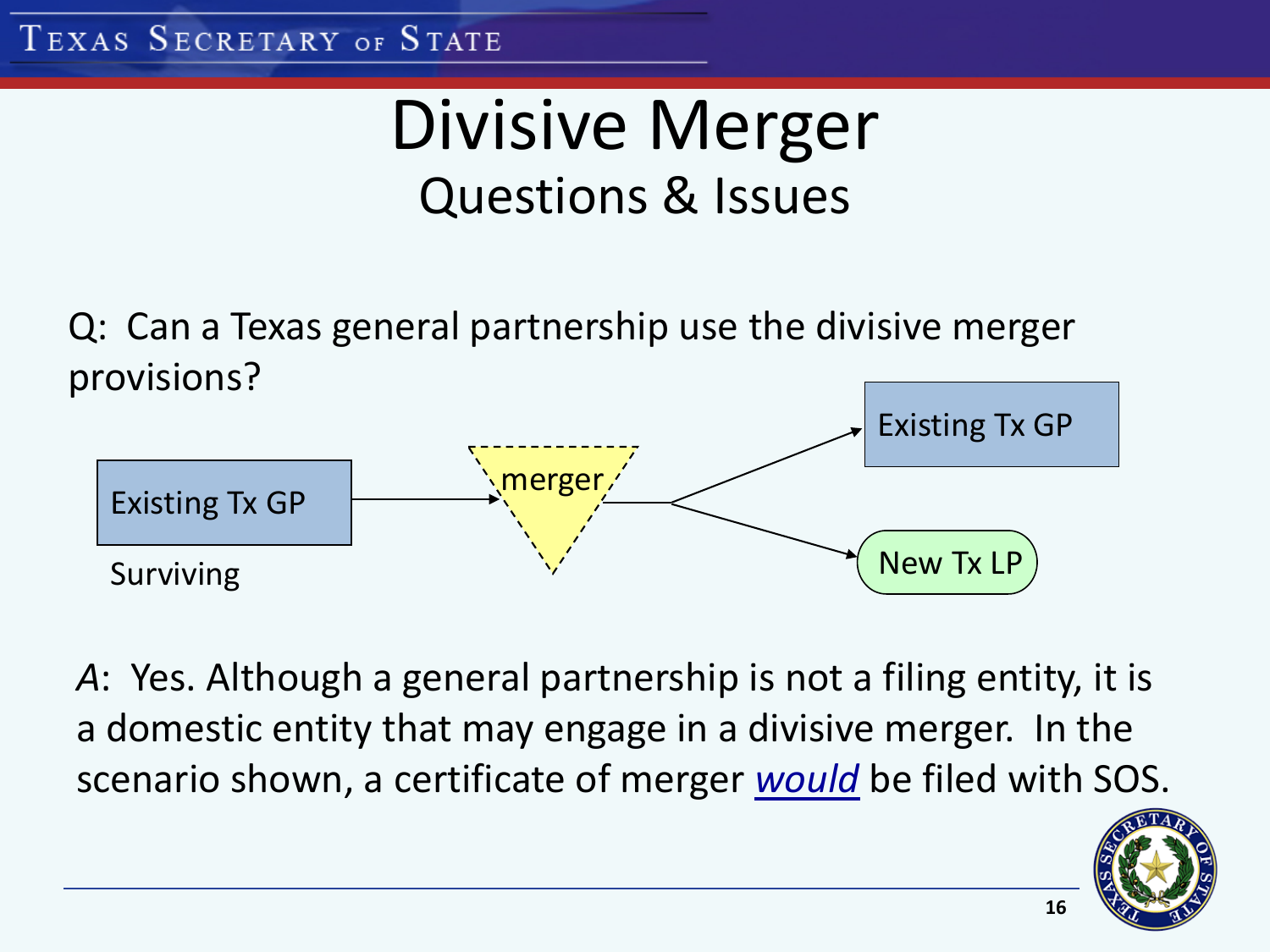# Divisive Merger

## Questions & Issues

Q: Can a Texas general partnership use the divisive merger provisions?

Existing Tx GP → merger → Existing Tx GP; New Tx LP

Surviving

*A*: Yes. Although a general partnership is not a filing entity, it is a domestic entity that may engage in a divisive merger. In the scenario shown, a certificate of merger ***would*** be filed with SOS.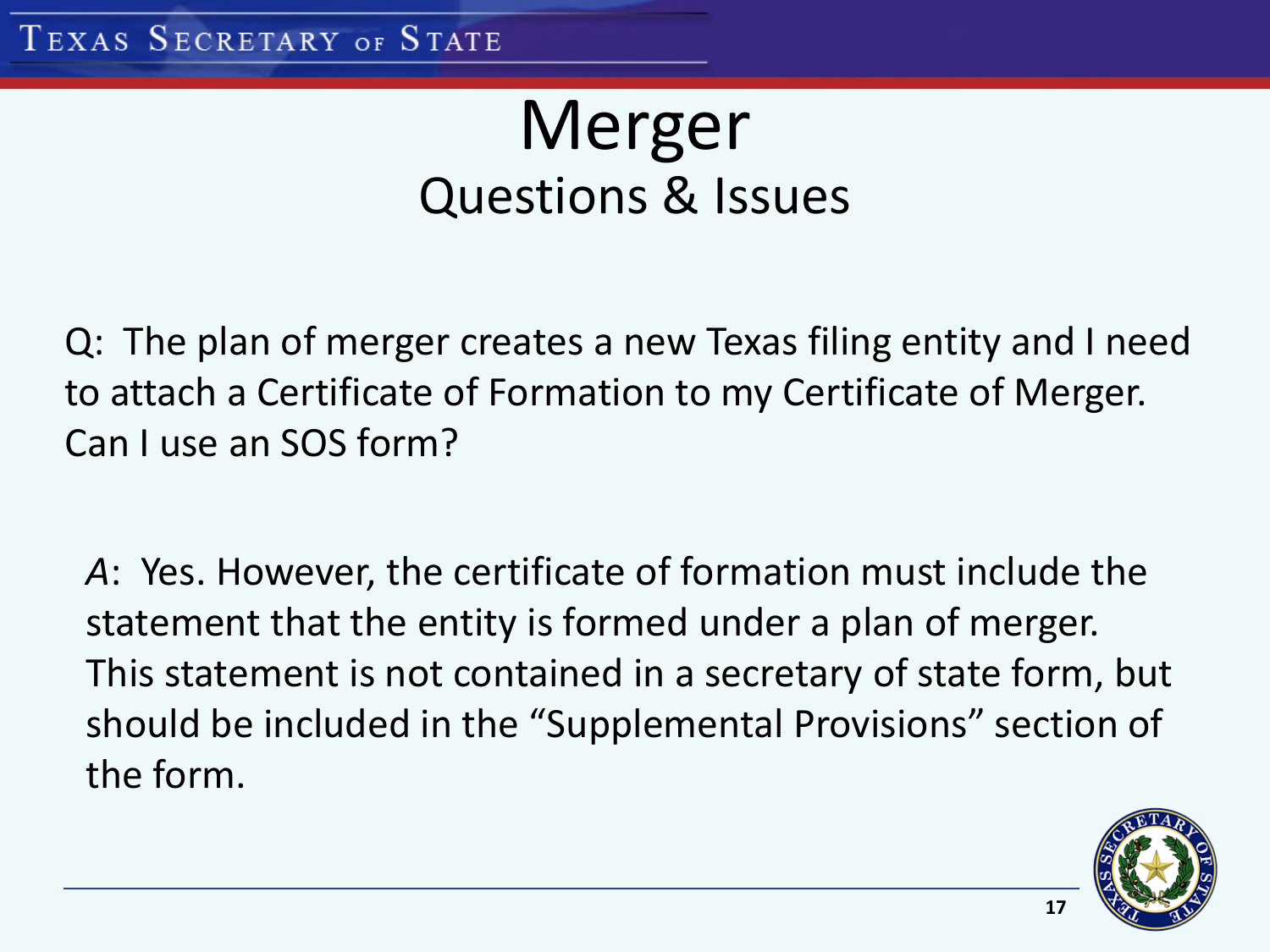# Merger

## Questions & Issues

Q: The plan of merger creates a new Texas filing entity and I need to attach a Certificate of Formation to my Certificate of Merger. Can I use an SOS form?

*A*: Yes. However, the certificate of formation must include the statement that the entity is formed under a plan of merger. This statement is not contained in a secretary of state form, but should be included in the "Supplemental Provisions" section of the form.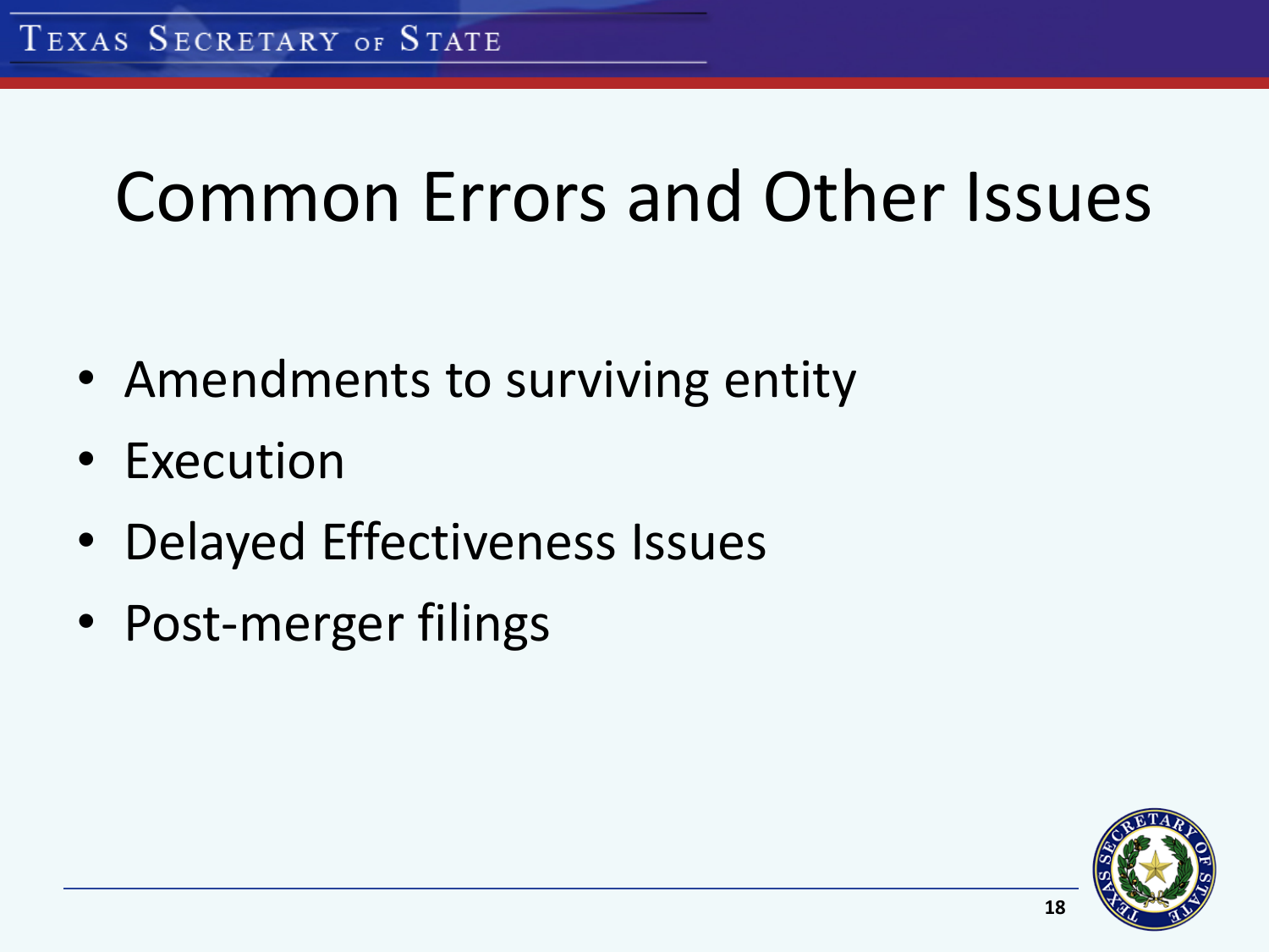# Common Errors and Other Issues

- Amendments to surviving entity
- Execution
- Delayed Effectiveness Issues
- Post-merger filings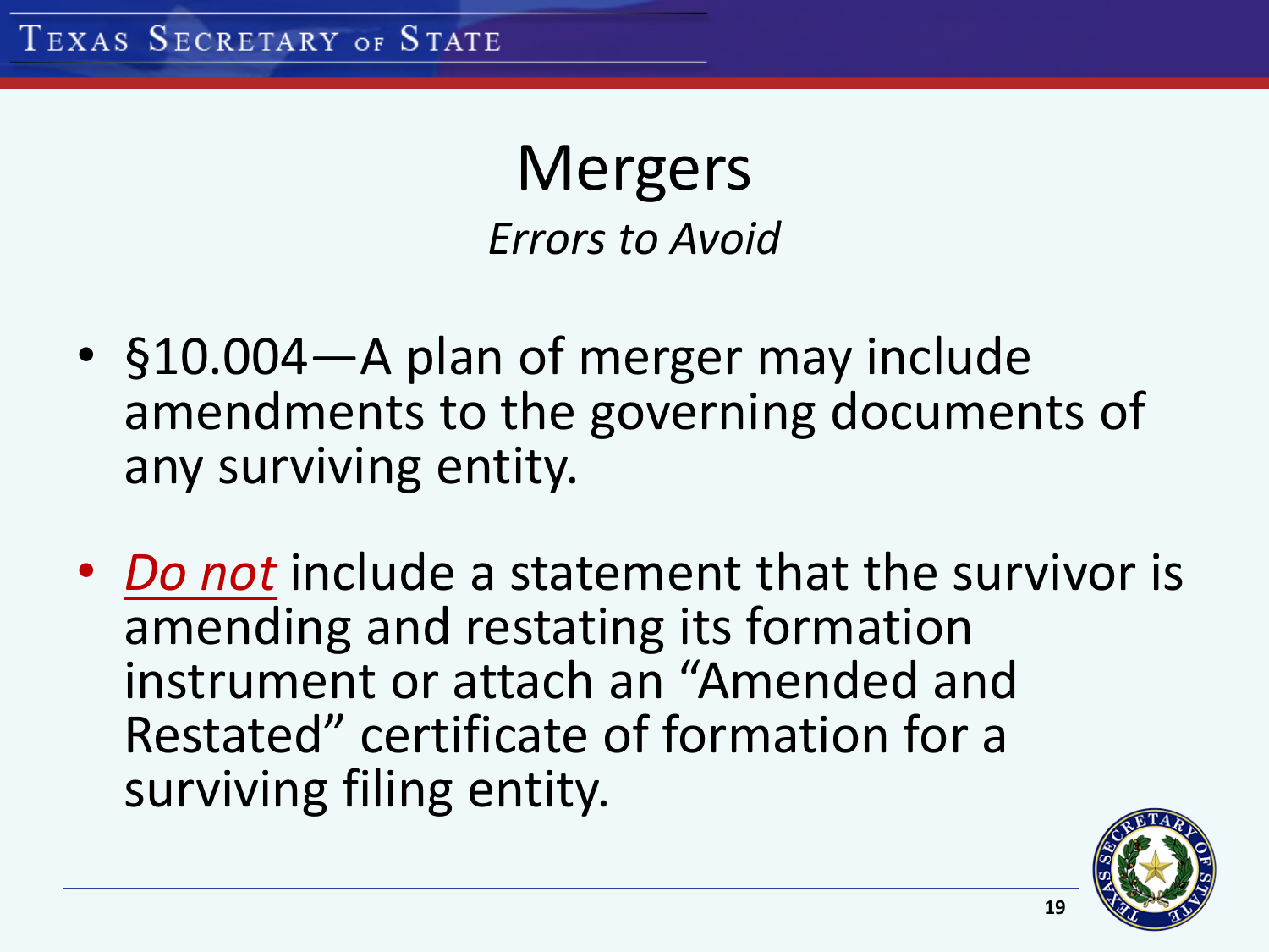# Mergers

*Errors to Avoid*

- §10.004—A plan of merger may include amendments to the governing documents of any surviving entity.
- ***Do not*** include a statement that the survivor is amending and restating its formation instrument or attach an "Amended and Restated" certificate of formation for a surviving filing entity.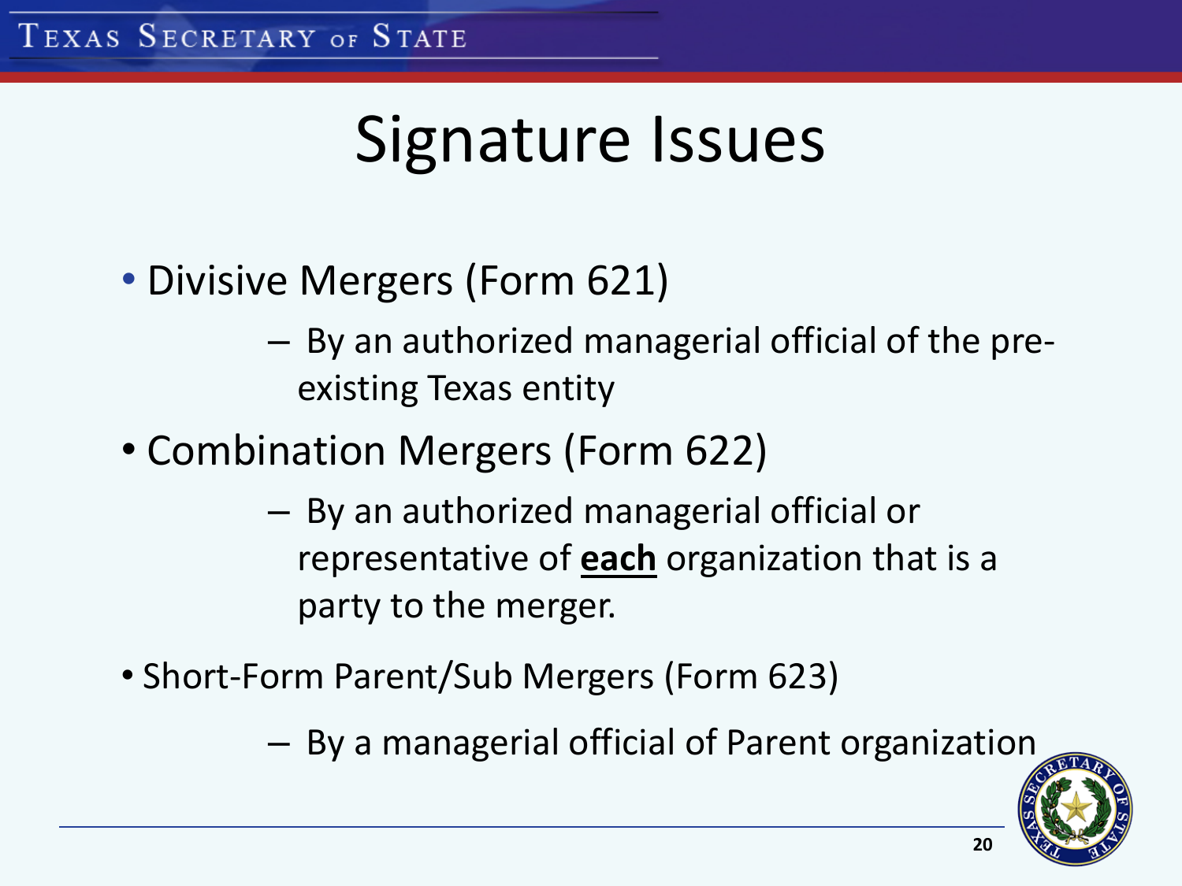# Signature Issues

- Divisive Mergers (Form 621)
  - By an authorized managerial official of the pre-existing Texas entity
- Combination Mergers (Form 622)
  - By an authorized managerial official or representative of **each** organization that is a party to the merger.
- Short-Form Parent/Sub Mergers (Form 623)
  - By a managerial official of Parent organization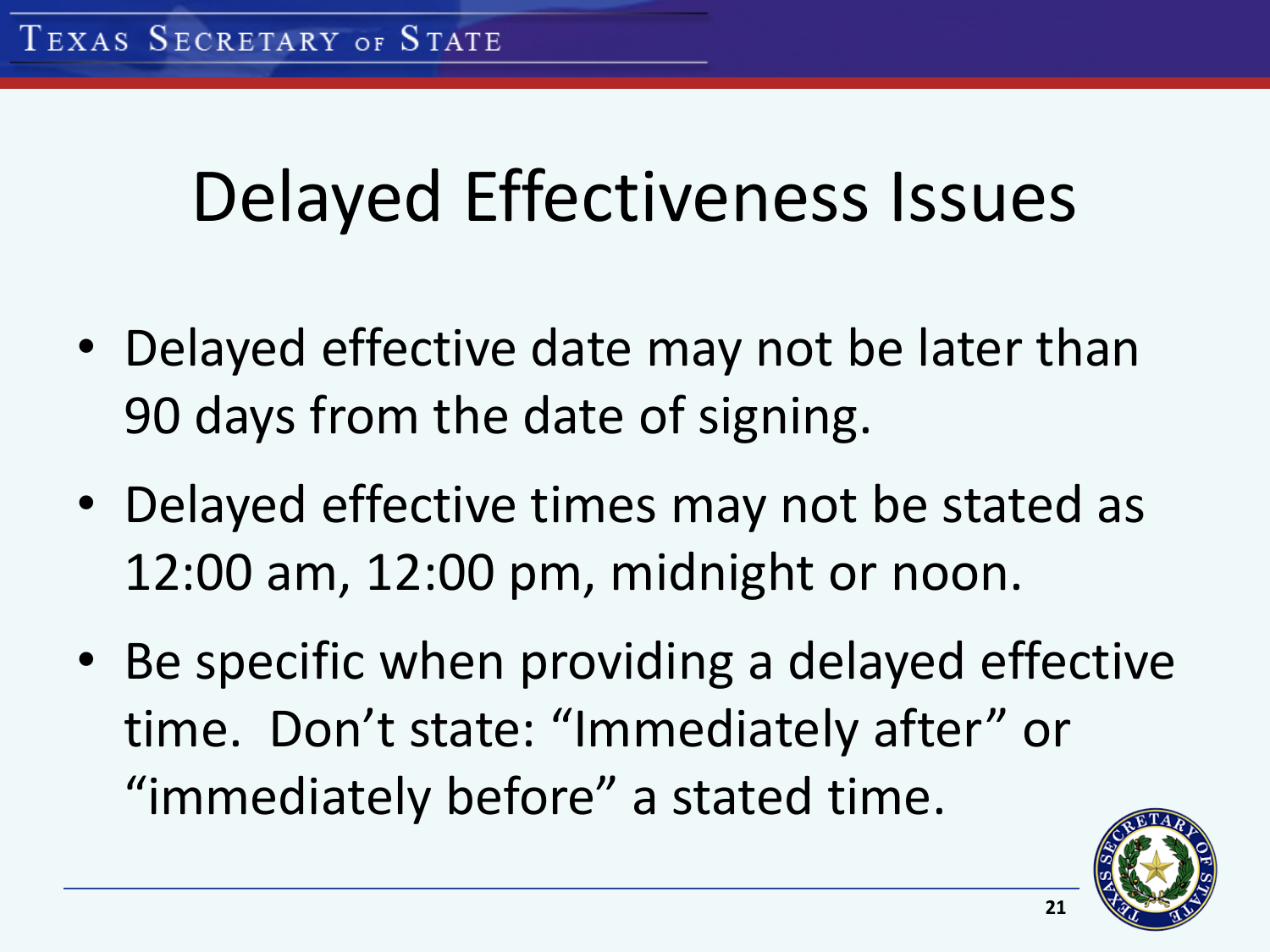# Delayed Effectiveness Issues

- Delayed effective date may not be later than 90 days from the date of signing.
- Delayed effective times may not be stated as 12:00 am, 12:00 pm, midnight or noon.
- Be specific when providing a delayed effective time. Don't state: "Immediately after" or "immediately before" a stated time.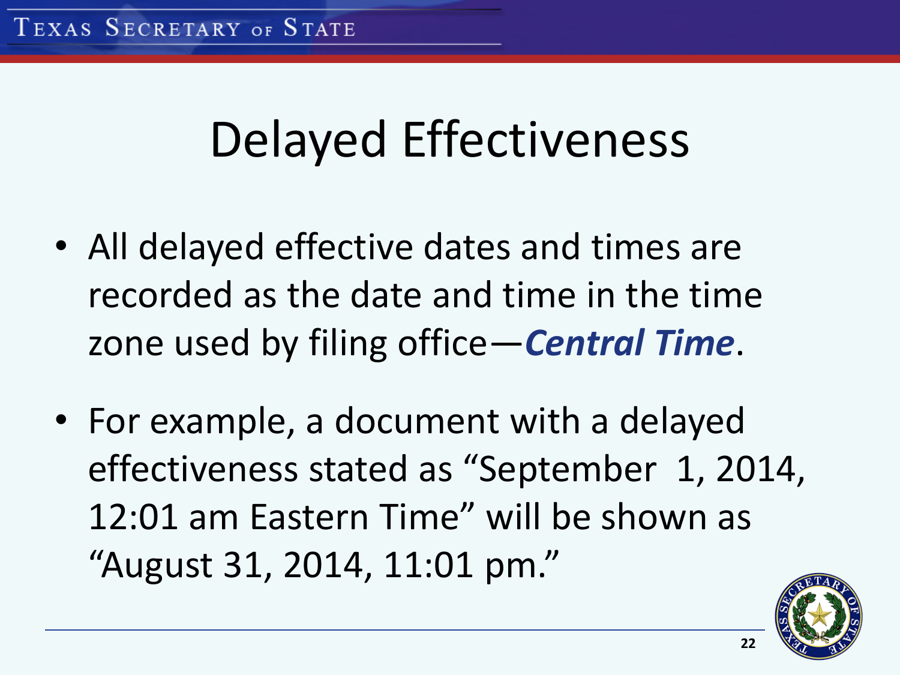# Delayed Effectiveness

- All delayed effective dates and times are recorded as the date and time in the time zone used by filing office—***Central Time***.
- For example, a document with a delayed effectiveness stated as "September 1, 2014, 12:01 am Eastern Time" will be shown as "August 31, 2014, 11:01 pm."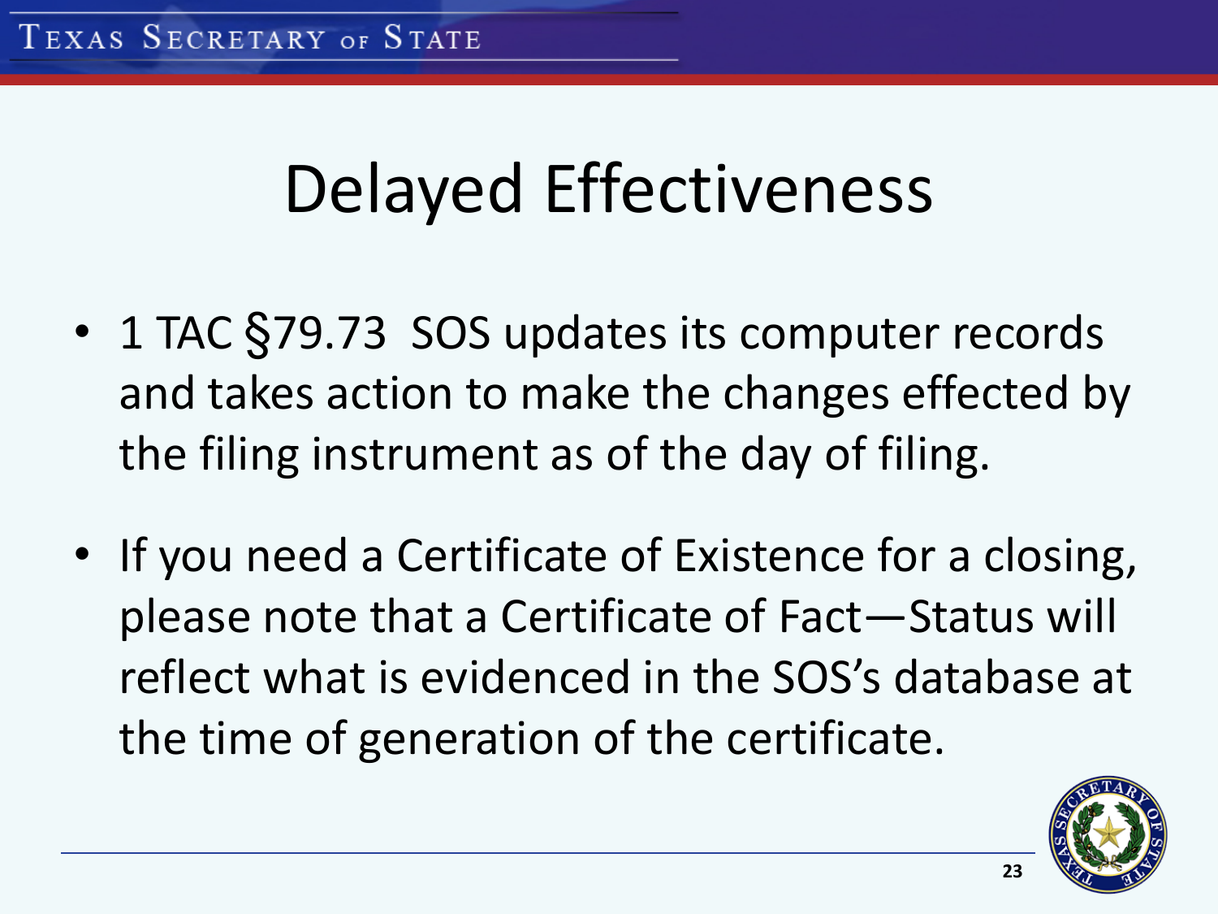# Delayed Effectiveness

- 1 TAC §79.73 SOS updates its computer records and takes action to make the changes effected by the filing instrument as of the day of filing.
- If you need a Certificate of Existence for a closing, please note that a Certificate of Fact—Status will reflect what is evidenced in the SOS's database at the time of generation of the certificate.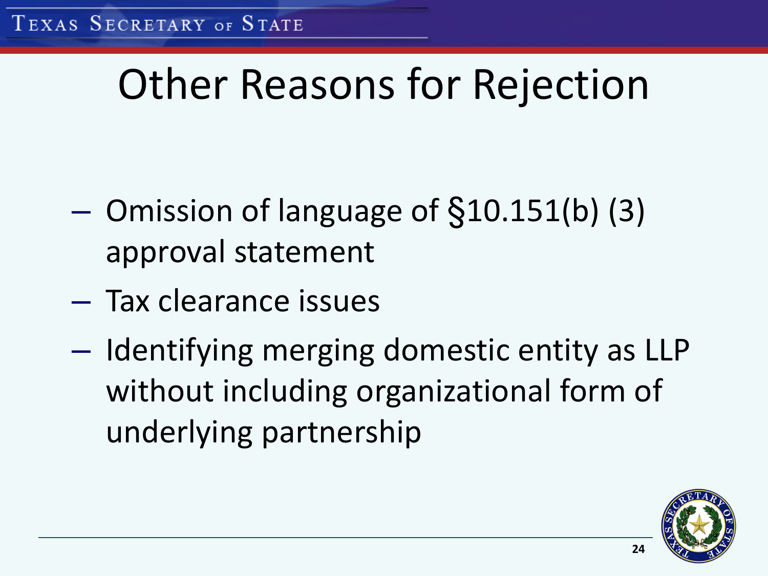# Other Reasons for Rejection

- Omission of language of §10.151(b) (3) approval statement
- Tax clearance issues
- Identifying merging domestic entity as LLP without including organizational form of underlying partnership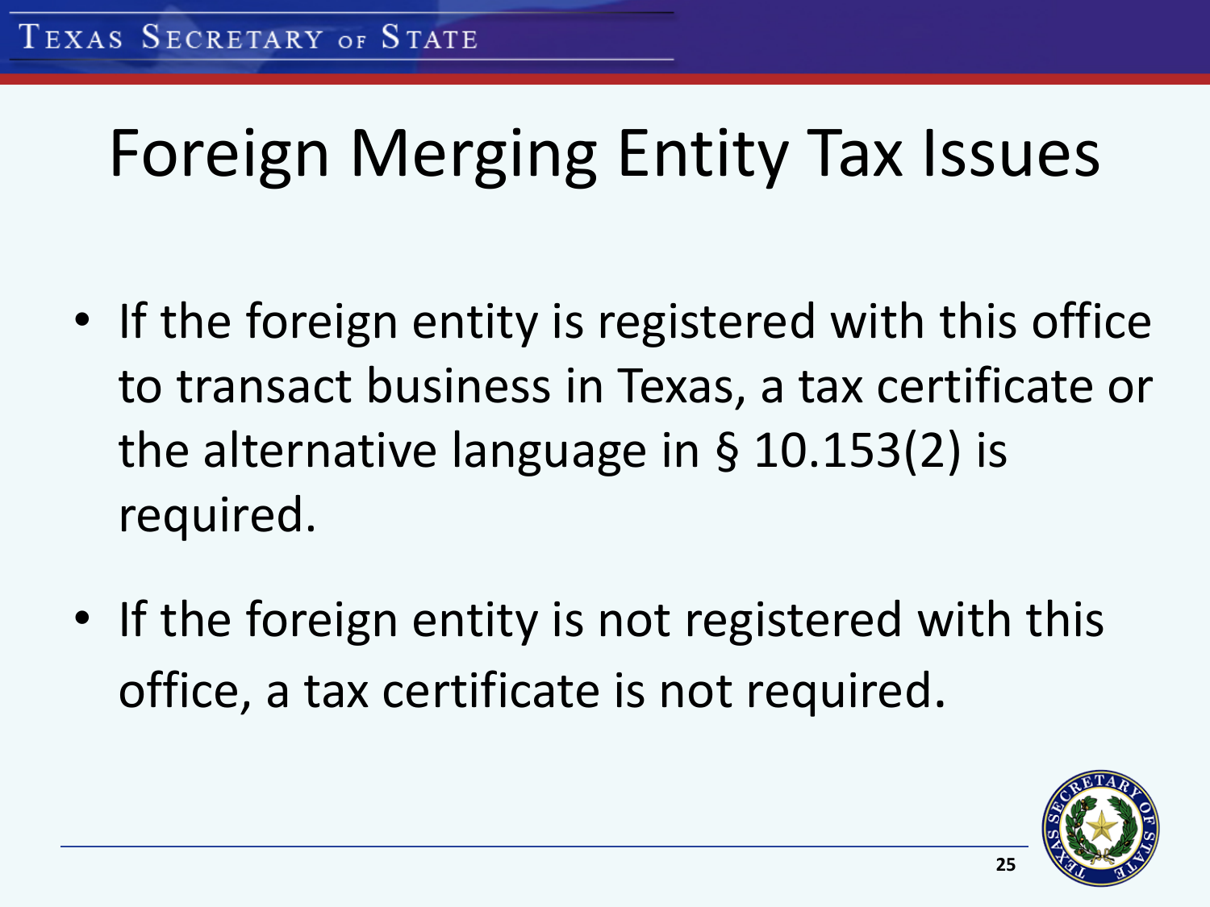# Foreign Merging Entity Tax Issues

- If the foreign entity is registered with this office to transact business in Texas, a tax certificate or the alternative language in § 10.153(2) is required.
- If the foreign entity is not registered with this office, a tax certificate is not required.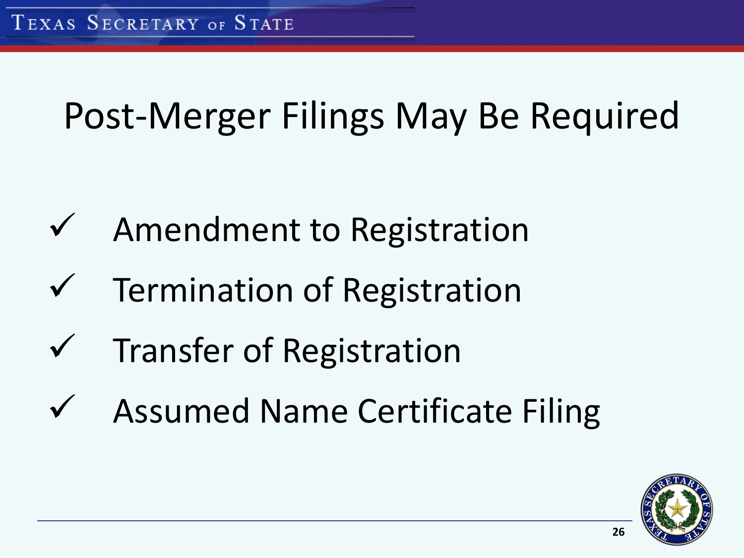# Post-Merger Filings May Be Required

- ✓ Amendment to Registration
- ✓ Termination of Registration
- ✓ Transfer of Registration
- ✓ Assumed Name Certificate Filing